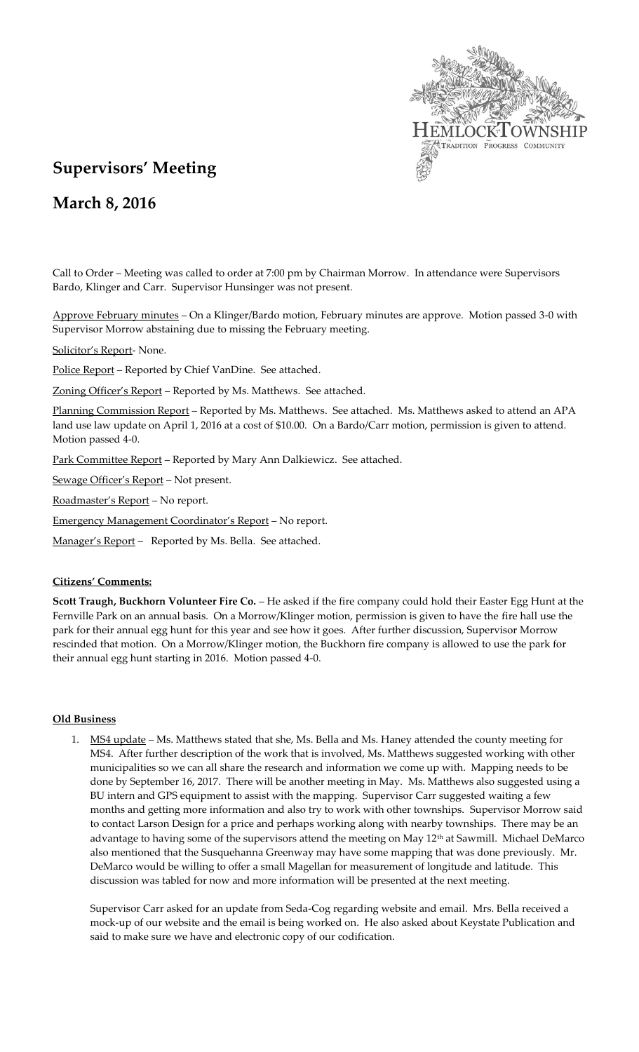# Supervisors' Meeting

## March 8, 2016

Call to Order – Meeting was called to order at 7:00 pm by Chairman Morrow. In attendance were Supervisors Bardo, Klinger and Carr. Supervisor Hunsinger was not present.

Approve February minutes – On a Klinger/Bardo motion, February minutes are approve. Motion passed 3-0 with Supervisor Morrow abstaining due to missing the February meeting.

Solicitor's Report- None.

Police Report – Reported by Chief VanDine. See attached.

Zoning Officer's Report – Reported by Ms. Matthews. See attached.

Planning Commission Report – Reported by Ms. Matthews. See attached. Ms. Matthews asked to attend an APA land use law update on April 1, 2016 at a cost of $10.00. On a Bardo/Carr motion, permission is given to attend. Motion passed 4-0.

Park Committee Report – Reported by Mary Ann Dalkiewicz. See attached.

Sewage Officer's Report – Not present.

Roadmaster's Report – No report.

Emergency Management Coordinator's Report – No report.

Manager's Report – Reported by Ms. Bella. See attached.

**Citizens' Comments:**

**Scott Traugh, Buckhorn Volunteer Fire Co.** – He asked if the fire company could hold their Easter Egg Hunt at the Fernville Park on an annual basis. On a Morrow/Klinger motion, permission is given to have the fire hall use the park for their annual egg hunt for this year and see how it goes. After further discussion, Supervisor Morrow rescinded that motion. On a Morrow/Klinger motion, the Buckhorn fire company is allowed to use the park for their annual egg hunt starting in 2016. Motion passed 4-0.

**Old Business**

1. MS4 update – Ms. Matthews stated that she, Ms. Bella and Ms. Haney attended the county meeting for MS4. After further description of the work that is involved, Ms. Matthews suggested working with other municipalities so we can all share the research and information we come up with. Mapping needs to be done by September 16, 2017. There will be another meeting in May. Ms. Matthews also suggested using a BU intern and GPS equipment to assist with the mapping. Supervisor Carr suggested waiting a few months and getting more information and also try to work with other townships. Supervisor Morrow said to contact Larson Design for a price and perhaps working along with nearby townships. There may be an advantage to having some of the supervisors attend the meeting on May 12th at Sawmill. Michael DeMarco also mentioned that the Susquehanna Greenway may have some mapping that was done previously. Mr. DeMarco would be willing to offer a small Magellan for measurement of longitude and latitude. This discussion was tabled for now and more information will be presented at the next meeting.

   Supervisor Carr asked for an update from Seda-Cog regarding website and email. Mrs. Bella received a mock-up of our website and the email is being worked on. He also asked about Keystate Publication and said to make sure we have and electronic copy of our codification.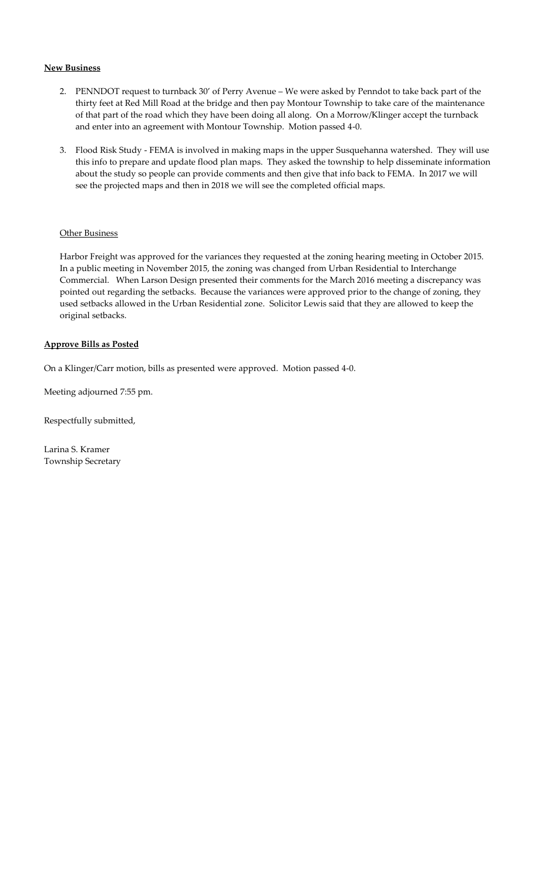**New Business**

2. PENNDOT request to turnback 30' of Perry Avenue – We were asked by Penndot to take back part of the thirty feet at Red Mill Road at the bridge and then pay Montour Township to take care of the maintenance of that part of the road which they have been doing all along. On a Morrow/Klinger accept the turnback and enter into an agreement with Montour Township. Motion passed 4-0.

3. Flood Risk Study - FEMA is involved in making maps in the upper Susquehanna watershed. They will use this info to prepare and update flood plan maps. They asked the township to help disseminate information about the study so people can provide comments and then give that info back to FEMA. In 2017 we will see the projected maps and then in 2018 we will see the completed official maps.

Other Business

Harbor Freight was approved for the variances they requested at the zoning hearing meeting in October 2015. In a public meeting in November 2015, the zoning was changed from Urban Residential to Interchange Commercial. When Larson Design presented their comments for the March 2016 meeting a discrepancy was pointed out regarding the setbacks. Because the variances were approved prior to the change of zoning, they used setbacks allowed in the Urban Residential zone. Solicitor Lewis said that they are allowed to keep the original setbacks.

**Approve Bills as Posted**

On a Klinger/Carr motion, bills as presented were approved. Motion passed 4-0.

Meeting adjourned 7:55 pm.

Respectfully submitted,

Larina S. Kramer
Township Secretary